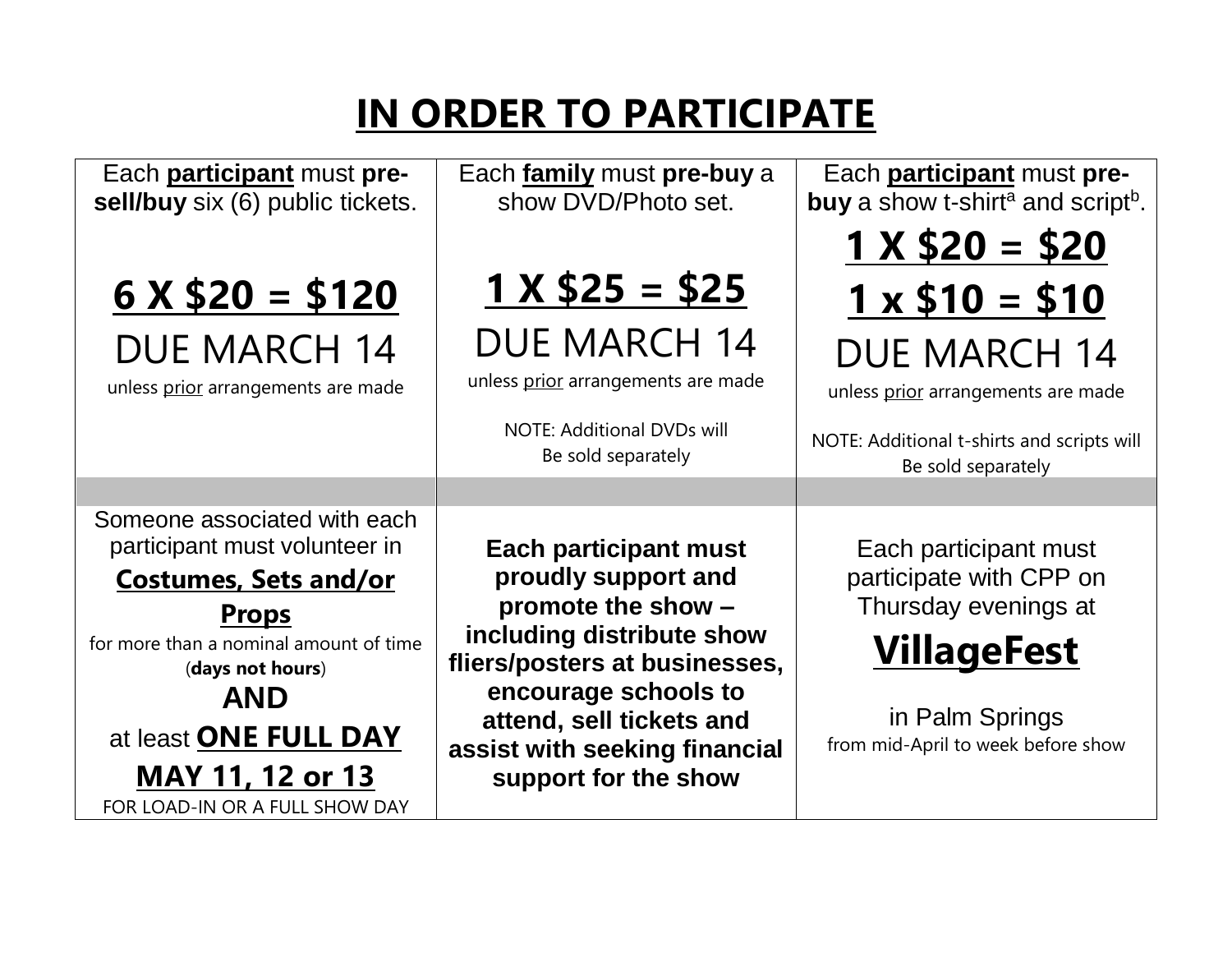# IN ORDER TO PARTICIPATE

| Each **participant** must **pre-sell/buy** six (6) public tickets. | Each **family** must **pre-buy** a show DVD/Photo set. | Each **participant** must **pre-buy** a show t-shirt[a] and script[b]. |
|---|---|---|
| **6 X $20 = $120**<br>DUE MARCH 14<br>unless prior arrangements are made | **1 X $25 = $25**<br>DUE MARCH 14<br>unless prior arrangements are made<br><br>NOTE: Additional DVDs will Be sold separately | **1 X $20 = $20**<br>**1 x $10 = $10**<br>DUE MARCH 14<br>unless prior arrangements are made<br><br>NOTE: Additional t-shirts and scripts will Be sold separately |
| | | |
| Someone associated with each participant must volunteer in **Costumes, Sets and/or Props** for more than a nominal amount of time (**days not hours**)<br>**AND**<br>at least **ONE FULL DAY MAY 11, 12 or 13**<br>FOR LOAD-IN OR A FULL SHOW DAY | **Each participant must proudly support and promote the show – including distribute show fliers/posters at businesses, encourage schools to attend, sell tickets and assist with seeking financial support for the show** | Each participant must participate with CPP on Thursday evenings at<br>**VillageFest**<br>in Palm Springs<br>from mid-April to week before show |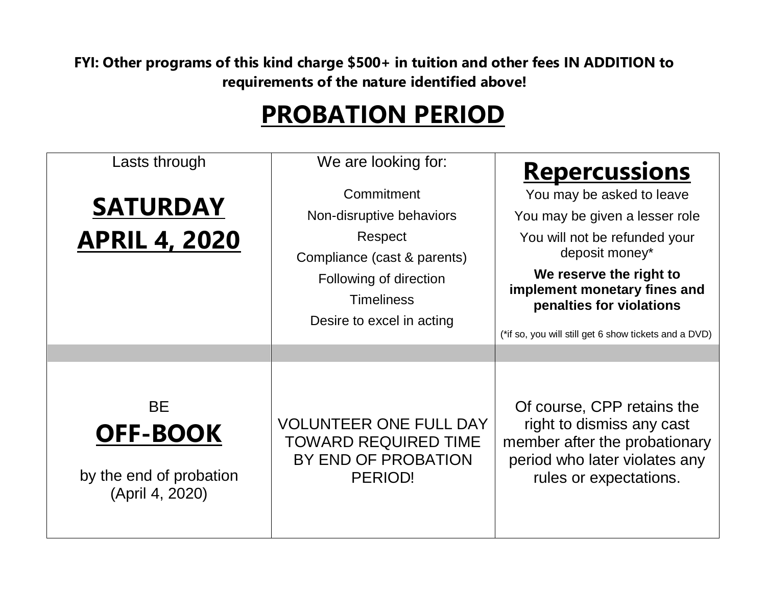**FYI: Other programs of this kind charge $500+ in tuition and other fees IN ADDITION to requirements of the nature identified above!**

# PROBATION PERIOD

| Lasts through<br><br>**SATURDAY**<br>**APRIL 4, 2020** | We are looking for:<br><br>Commitment<br>Non-disruptive behaviors<br>Respect<br>Compliance (cast & parents)<br>Following of direction<br>Timeliness<br>Desire to excel in acting | **Repercussions**<br><br>You may be asked to leave<br>You may be given a lesser role<br>You will not be refunded your deposit money*<br>**We reserve the right to implement monetary fines and penalties for violations**<br><br>(*if so, you will still get 6 show tickets and a DVD) |
|---|---|---|
| | | |
| BE<br>**OFF-BOOK**<br><br>by the end of probation (April 4, 2020) | VOLUNTEER ONE FULL DAY TOWARD REQUIRED TIME BY END OF PROBATION PERIOD! | Of course, CPP retains the right to dismiss any cast member after the probationary period who later violates any rules or expectations. |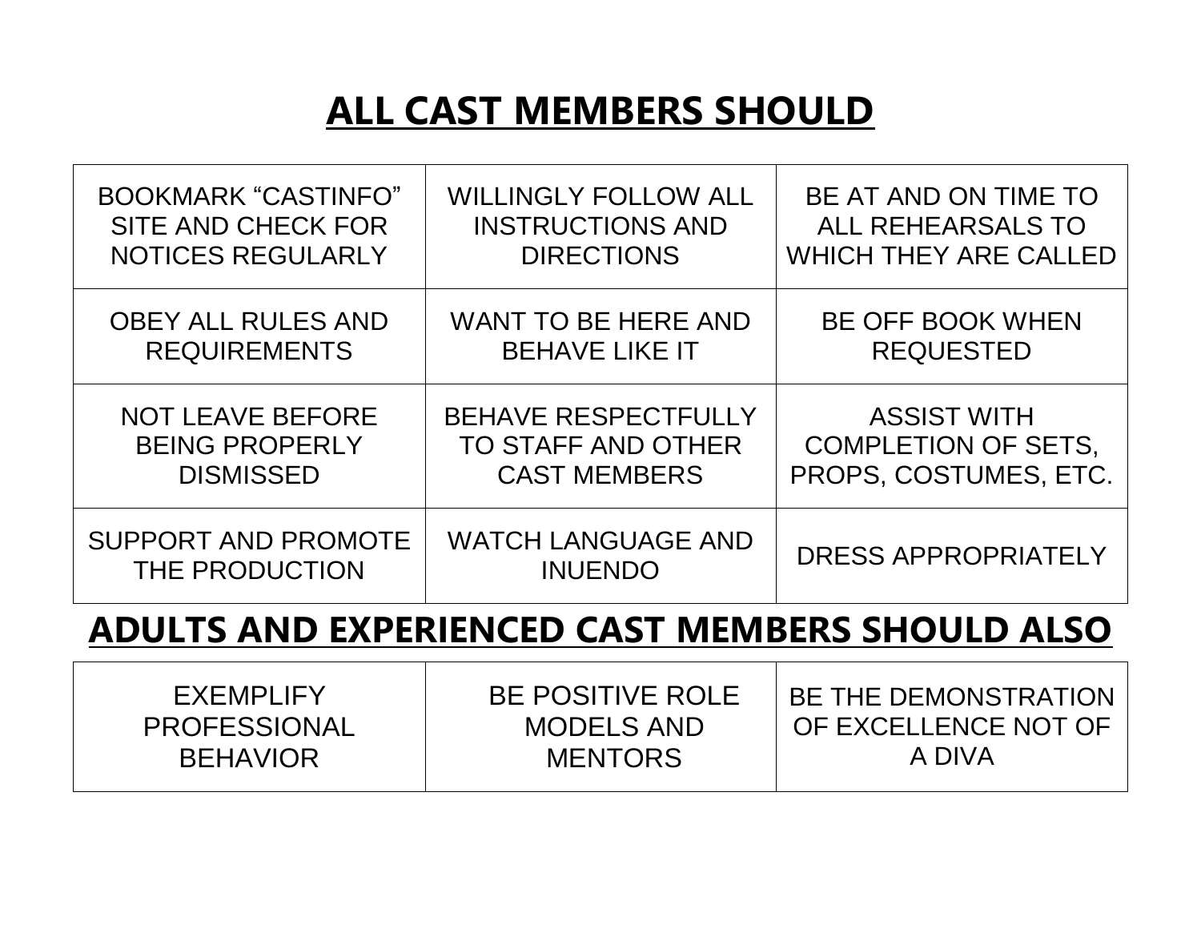# ALL CAST MEMBERS SHOULD

| | | |
|---|---|---|
| BOOKMARK “CASTINFO” SITE AND CHECK FOR NOTICES REGULARLY | WILLINGLY FOLLOW ALL INSTRUCTIONS AND DIRECTIONS | BE AT AND ON TIME TO ALL REHEARSALS TO WHICH THEY ARE CALLED |
| OBEY ALL RULES AND REQUIREMENTS | WANT TO BE HERE AND BEHAVE LIKE IT | BE OFF BOOK WHEN REQUESTED |
| NOT LEAVE BEFORE BEING PROPERLY DISMISSED | BEHAVE RESPECTFULLY TO STAFF AND OTHER CAST MEMBERS | ASSIST WITH COMPLETION OF SETS, PROPS, COSTUMES, ETC. |
| SUPPORT AND PROMOTE THE PRODUCTION | WATCH LANGUAGE AND INUENDO | DRESS APPROPRIATELY |

# ADULTS AND EXPERIENCED CAST MEMBERS SHOULD ALSO

| | | |
|---|---|---|
| EXEMPLIFY PROFESSIONAL BEHAVIOR | BE POSITIVE ROLE MODELS AND MENTORS | BE THE DEMONSTRATION OF EXCELLENCE NOT OF A DIVA |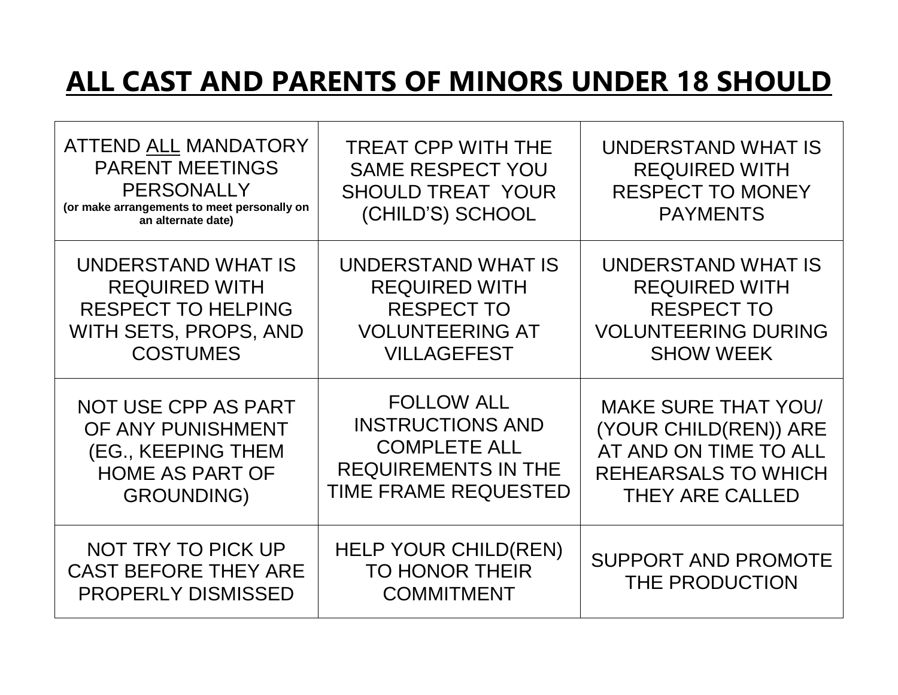# ALL CAST AND PARENTS OF MINORS UNDER 18 SHOULD

| | | |
|---|---|---|
| ATTEND <u>ALL</u> MANDATORY PARENT MEETINGS PERSONALLY **(or make arrangements to meet personally on an alternate date)** | TREAT CPP WITH THE SAME RESPECT YOU SHOULD TREAT YOUR (CHILD'S) SCHOOL | UNDERSTAND WHAT IS REQUIRED WITH RESPECT TO MONEY PAYMENTS |
| UNDERSTAND WHAT IS REQUIRED WITH RESPECT TO HELPING WITH SETS, PROPS, AND COSTUMES | UNDERSTAND WHAT IS REQUIRED WITH RESPECT TO VOLUNTEERING AT VILLAGEFEST | UNDERSTAND WHAT IS REQUIRED WITH RESPECT TO VOLUNTEERING DURING SHOW WEEK |
| NOT USE CPP AS PART OF ANY PUNISHMENT (EG., KEEPING THEM HOME AS PART OF GROUNDING) | FOLLOW ALL INSTRUCTIONS AND COMPLETE ALL REQUIREMENTS IN THE TIME FRAME REQUESTED | MAKE SURE THAT YOU/ (YOUR CHILD(REN)) ARE AT AND ON TIME TO ALL REHEARSALS TO WHICH THEY ARE CALLED |
| NOT TRY TO PICK UP CAST BEFORE THEY ARE PROPERLY DISMISSED | HELP YOUR CHILD(REN) TO HONOR THEIR COMMITMENT | SUPPORT AND PROMOTE THE PRODUCTION |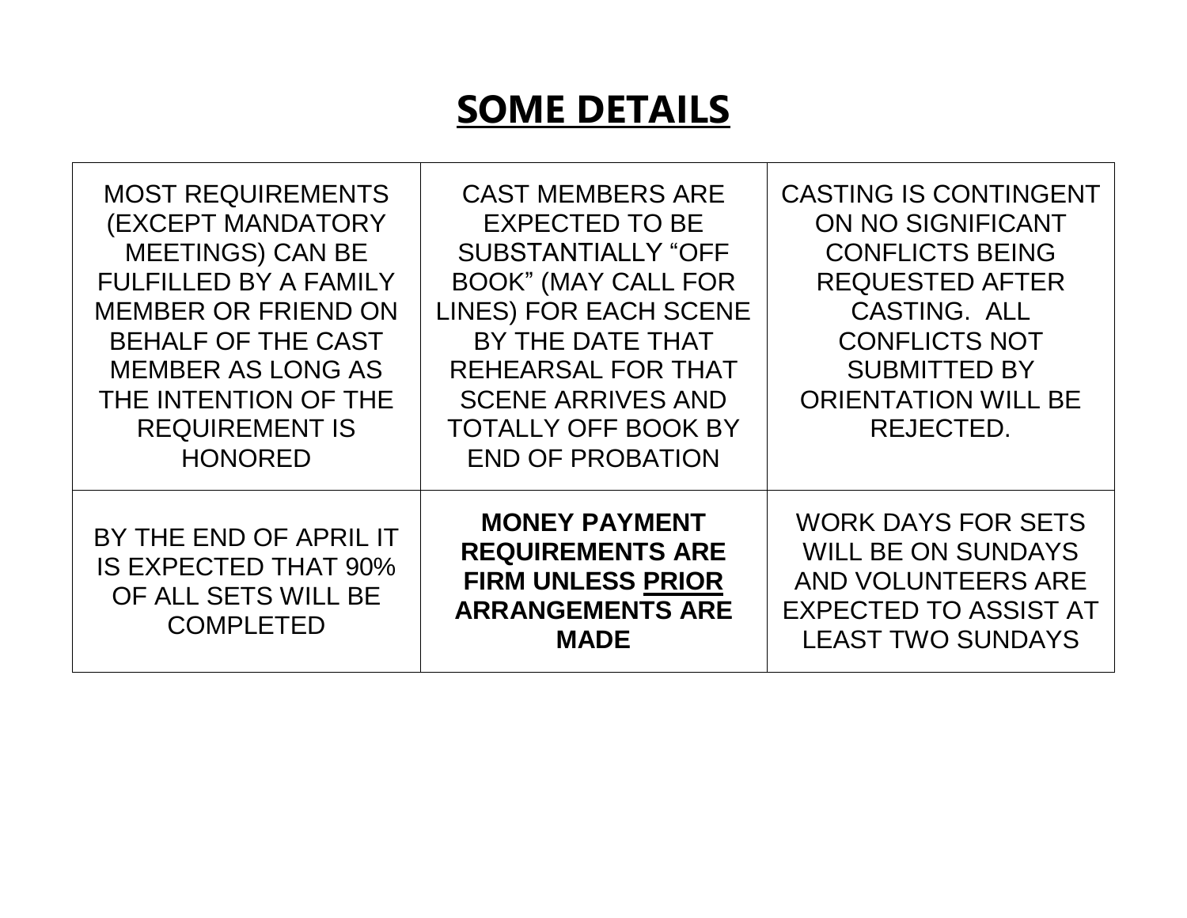# **SOME DETAILS**

| | | |
|---|---|---|
| MOST REQUIREMENTS (EXCEPT MANDATORY MEETINGS) CAN BE FULFILLED BY A FAMILY MEMBER OR FRIEND ON BEHALF OF THE CAST MEMBER AS LONG AS THE INTENTION OF THE REQUIREMENT IS HONORED | CAST MEMBERS ARE EXPECTED TO BE SUBSTANTIALLY "OFF BOOK" (MAY CALL FOR LINES) FOR EACH SCENE BY THE DATE THAT REHEARSAL FOR THAT SCENE ARRIVES AND TOTALLY OFF BOOK BY END OF PROBATION | CASTING IS CONTINGENT ON NO SIGNIFICANT CONFLICTS BEING REQUESTED AFTER CASTING. ALL CONFLICTS NOT SUBMITTED BY ORIENTATION WILL BE REJECTED. |
| BY THE END OF APRIL IT IS EXPECTED THAT 90% OF ALL SETS WILL BE COMPLETED | **MONEY PAYMENT REQUIREMENTS ARE FIRM UNLESS <u>PRIOR</u> ARRANGEMENTS ARE MADE** | WORK DAYS FOR SETS WILL BE ON SUNDAYS AND VOLUNTEERS ARE EXPECTED TO ASSIST AT LEAST TWO SUNDAYS |